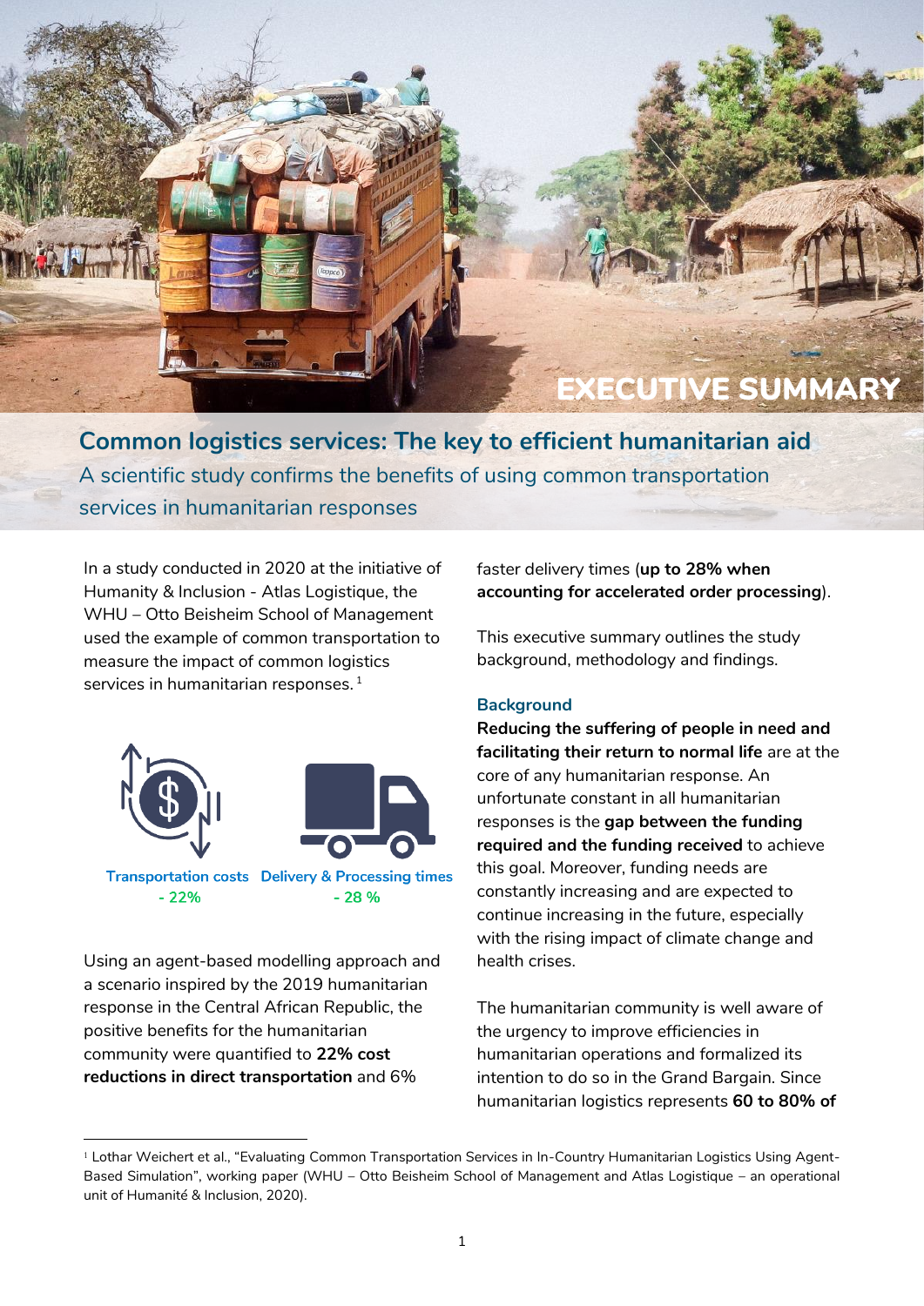# EXECUTIVE SUMMARY

## Common logistics services: The key to efficient humanitarian aid

A scientific study confirms the benefits of using common transportation services in humanitarian responses

In a study conducted in 2020 at the initiative of Humanity & Inclusion - Atlas Logistique, the WHU – Otto Beisheim School of Management used the example of common transportation to measure the impact of common logistics services in humanitarian responses.[1]

Transportation costs - 22%

Delivery & Processing times - 28 %

Using an agent-based modelling approach and a scenario inspired by the 2019 humanitarian response in the Central African Republic, the positive benefits for the humanitarian community were quantified to **22% cost reductions in direct transportation** and 6% faster delivery times (**up to 28% when accounting for accelerated order processing**).

This executive summary outlines the study background, methodology and findings.

### Background

**Reducing the suffering of people in need and facilitating their return to normal life** are at the core of any humanitarian response. An unfortunate constant in all humanitarian responses is the **gap between the funding required and the funding received** to achieve this goal. Moreover, funding needs are constantly increasing and are expected to continue increasing in the future, especially with the rising impact of climate change and health crises.

The humanitarian community is well aware of the urgency to improve efficiencies in humanitarian operations and formalized its intention to do so in the Grand Bargain. Since humanitarian logistics represents **60 to 80% of**

[1] Lothar Weichert et al., "Evaluating Common Transportation Services in In-Country Humanitarian Logistics Using Agent-Based Simulation", working paper (WHU – Otto Beisheim School of Management and Atlas Logistique – an operational unit of Humanité & Inclusion, 2020).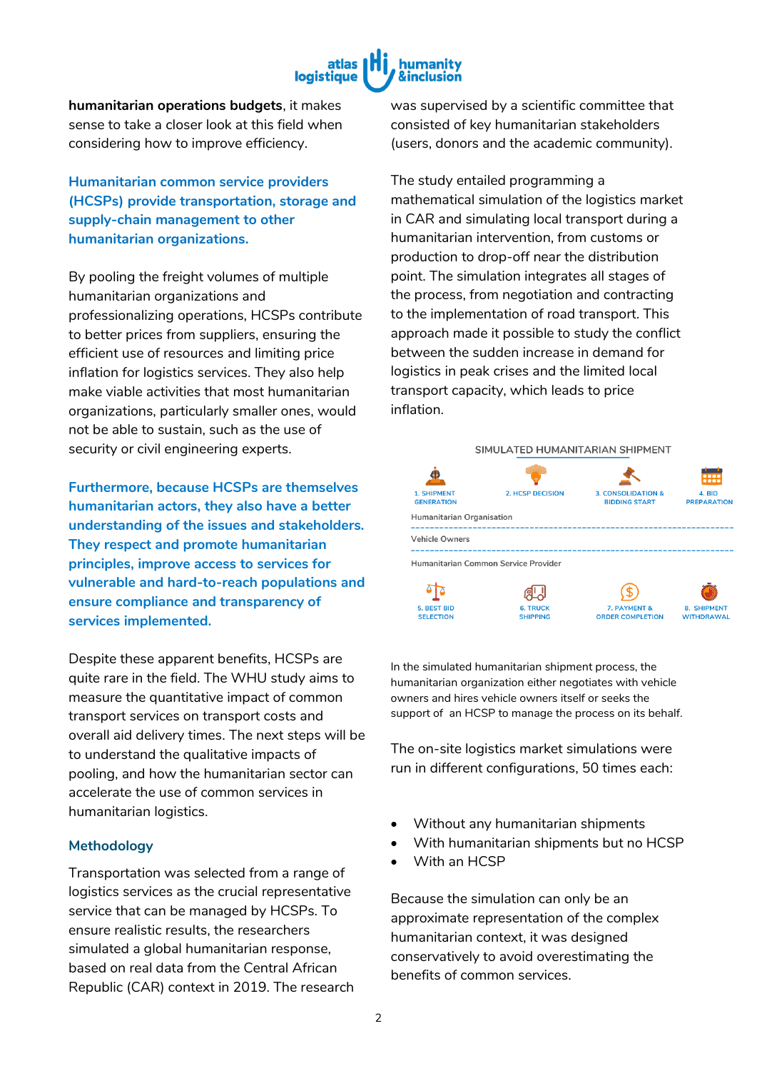**humanitarian operations budgets**, it makes sense to take a closer look at this field when considering how to improve efficiency.

**Humanitarian common service providers (HCSPs) provide transportation, storage and supply-chain management to other humanitarian organizations.**

By pooling the freight volumes of multiple humanitarian organizations and professionalizing operations, HCSPs contribute to better prices from suppliers, ensuring the efficient use of resources and limiting price inflation for logistics services. They also help make viable activities that most humanitarian organizations, particularly smaller ones, would not be able to sustain, such as the use of security or civil engineering experts.

**Furthermore, because HCSPs are themselves humanitarian actors, they also have a better understanding of the issues and stakeholders. They respect and promote humanitarian principles, improve access to services for vulnerable and hard-to-reach populations and ensure compliance and transparency of services implemented.**

Despite these apparent benefits, HCSPs are quite rare in the field. The WHU study aims to measure the quantitative impact of common transport services on transport costs and overall aid delivery times. The next steps will be to understand the qualitative impacts of pooling, and how the humanitarian sector can accelerate the use of common services in humanitarian logistics.

### Methodology

Transportation was selected from a range of logistics services as the crucial representative service that can be managed by HCSPs. To ensure realistic results, the researchers simulated a global humanitarian response, based on real data from the Central African Republic (CAR) context in 2019. The research was supervised by a scientific committee that consisted of key humanitarian stakeholders (users, donors and the academic community).

The study entailed programming a mathematical simulation of the logistics market in CAR and simulating local transport during a humanitarian intervention, from customs or production to drop-off near the distribution point. The simulation integrates all stages of the process, from negotiation and contracting to the implementation of road transport. This approach made it possible to study the conflict between the sudden increase in demand for logistics in peak crises and the limited local transport capacity, which leads to price inflation.

SIMULATED HUMANITARIAN SHIPMENT

1. SHIPMENT GENERATION
2. HCSP DECISION
3. CONSOLIDATION & BIDDING START
4. BID PREPARATION
5. BEST BID SELECTION
6. TRUCK SHIPPING
7. PAYMENT & ORDER COMPLETION
8. SHIPMENT WITHDRAWAL

Humanitarian Organisation / Vehicle Owners / Humanitarian Common Service Provider

In the simulated humanitarian shipment process, the humanitarian organization either negotiates with vehicle owners and hires vehicle owners itself or seeks the support of an HCSP to manage the process on its behalf.

The on-site logistics market simulations were run in different configurations, 50 times each:

- Without any humanitarian shipments
- With humanitarian shipments but no HCSP
- With an HCSP

Because the simulation can only be an approximate representation of the complex humanitarian context, it was designed conservatively to avoid overestimating the benefits of common services.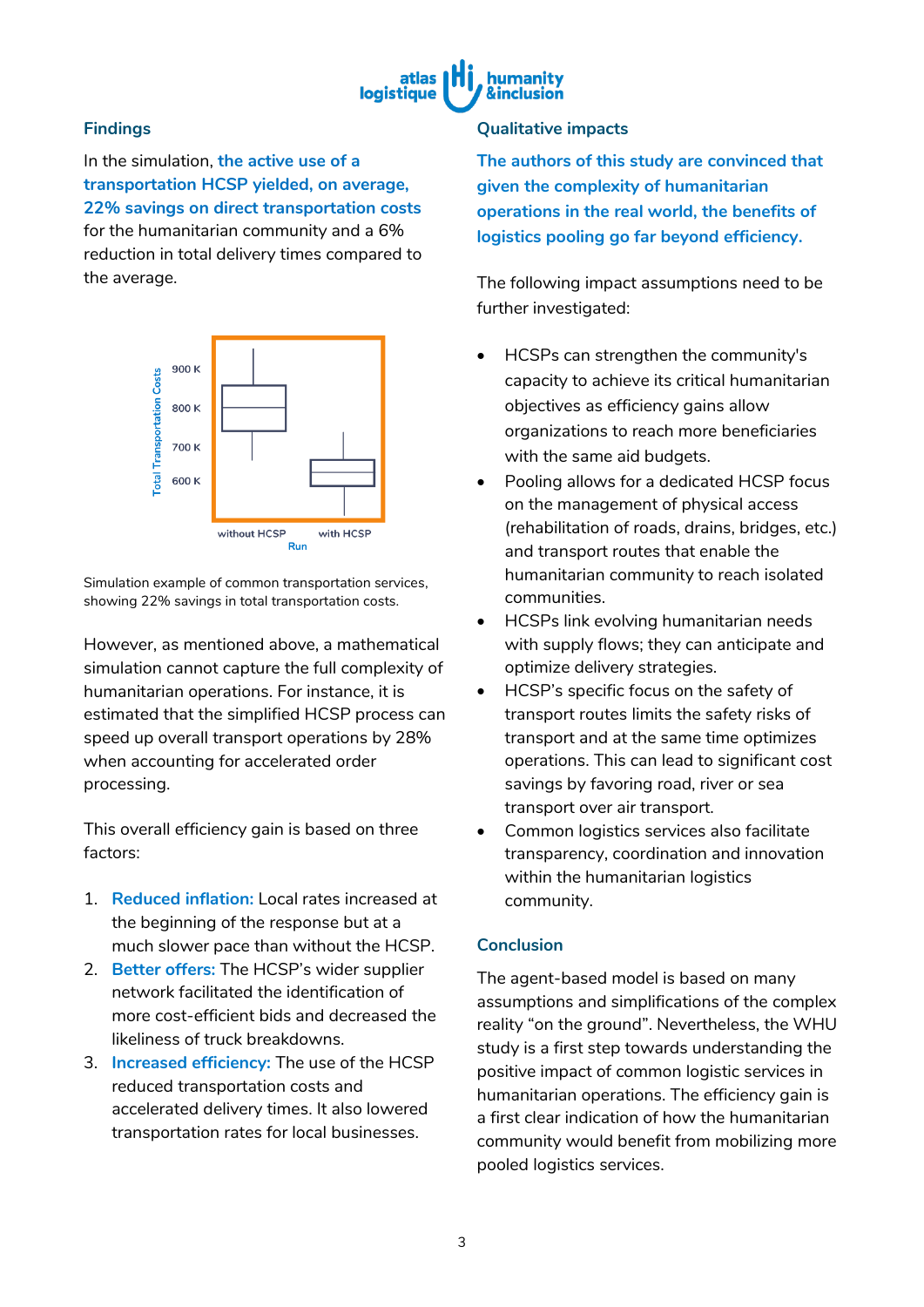### Findings

In the simulation, **the active use of a transportation HCSP yielded, on average, 22% savings on direct transportation costs** for the humanitarian community and a 6% reduction in total delivery times compared to the average.

Simulation example of common transportation services, showing 22% savings in total transportation costs.

However, as mentioned above, a mathematical simulation cannot capture the full complexity of humanitarian operations. For instance, it is estimated that the simplified HCSP process can speed up overall transport operations by 28% when accounting for accelerated order processing.

This overall efficiency gain is based on three factors:

1. **Reduced inflation:** Local rates increased at the beginning of the response but at a much slower pace than without the HCSP.
2. **Better offers:** The HCSP's wider supplier network facilitated the identification of more cost-efficient bids and decreased the likeliness of truck breakdowns.
3. **Increased efficiency:** The use of the HCSP reduced transportation costs and accelerated delivery times. It also lowered transportation rates for local businesses.

### Qualitative impacts

**The authors of this study are convinced that given the complexity of humanitarian operations in the real world, the benefits of logistics pooling go far beyond efficiency.**

The following impact assumptions need to be further investigated:

- HCSPs can strengthen the community's capacity to achieve its critical humanitarian objectives as efficiency gains allow organizations to reach more beneficiaries with the same aid budgets.
- Pooling allows for a dedicated HCSP focus on the management of physical access (rehabilitation of roads, drains, bridges, etc.) and transport routes that enable the humanitarian community to reach isolated communities.
- HCSPs link evolving humanitarian needs with supply flows; they can anticipate and optimize delivery strategies.
- HCSP's specific focus on the safety of transport routes limits the safety risks of transport and at the same time optimizes operations. This can lead to significant cost savings by favoring road, river or sea transport over air transport.
- Common logistics services also facilitate transparency, coordination and innovation within the humanitarian logistics community.

### Conclusion

The agent-based model is based on many assumptions and simplifications of the complex reality "on the ground". Nevertheless, the WHU study is a first step towards understanding the positive impact of common logistic services in humanitarian operations. The efficiency gain is a first clear indication of how the humanitarian community would benefit from mobilizing more pooled logistics services.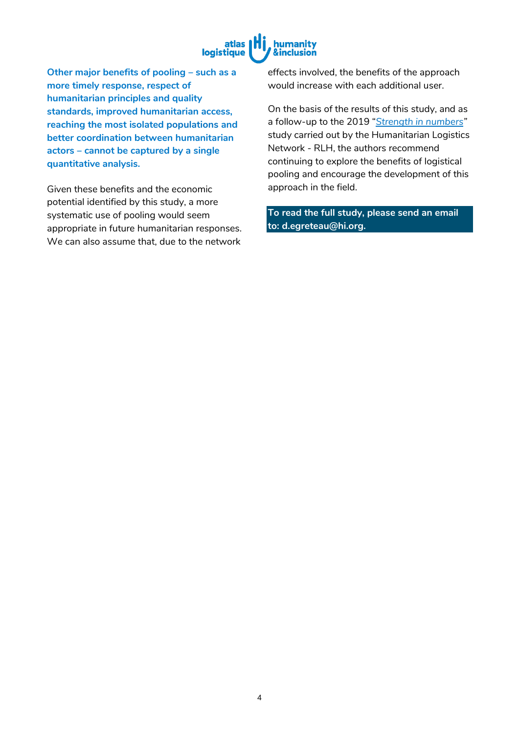**Other major benefits of pooling – such as a more timely response, respect of humanitarian principles and quality standards, improved humanitarian access, reaching the most isolated populations and better coordination between humanitarian actors – cannot be captured by a single quantitative analysis.**

Given these benefits and the economic potential identified by this study, a more systematic use of pooling would seem appropriate in future humanitarian responses. We can also assume that, due to the network effects involved, the benefits of the approach would increase with each additional user.

On the basis of the results of this study, and as a follow-up to the 2019 "*Strength in numbers*" study carried out by the Humanitarian Logistics Network - RLH, the authors recommend continuing to explore the benefits of logistical pooling and encourage the development of this approach in the field.

**To read the full study, please send an email to: d.egreteau@hi.org.**